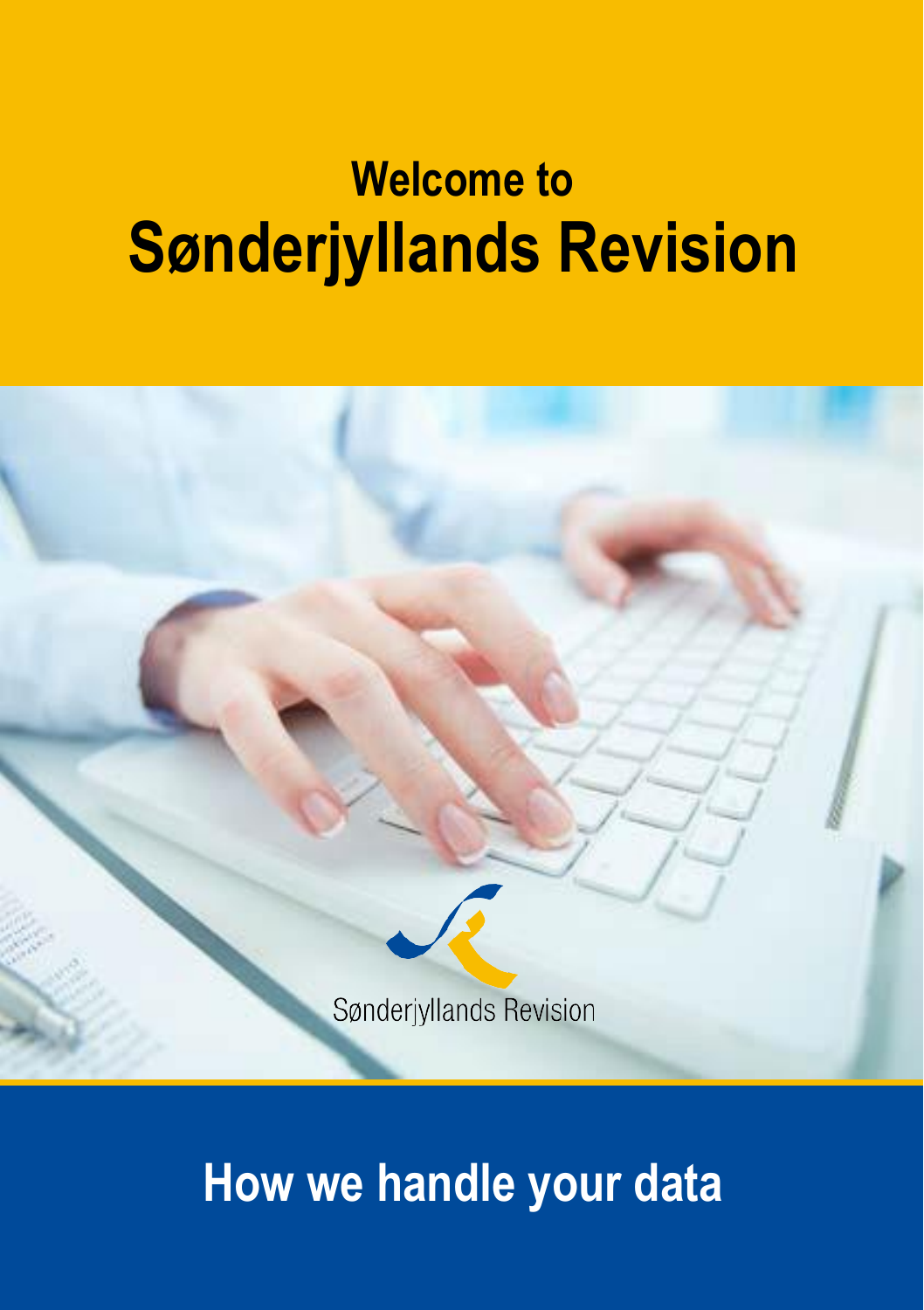# Welcome to Sønderjyllands Revision

Sønderjyllands Revision

## How we handle your data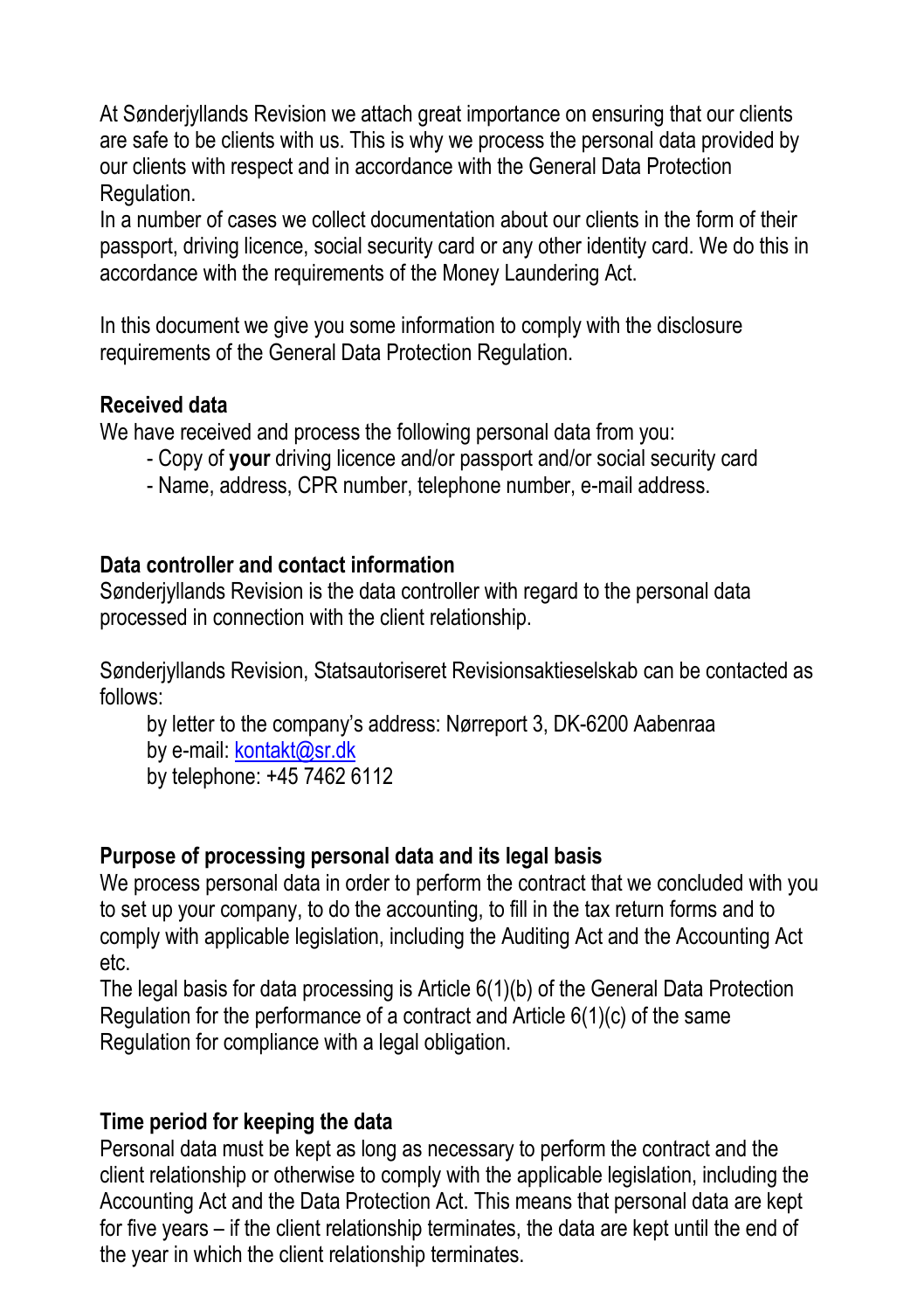At Sønderjyllands Revision we attach great importance on ensuring that our clients are safe to be clients with us. This is why we process the personal data provided by our clients with respect and in accordance with the General Data Protection Regulation.
In a number of cases we collect documentation about our clients in the form of their passport, driving licence, social security card or any other identity card. We do this in accordance with the requirements of the Money Laundering Act.

In this document we give you some information to comply with the disclosure requirements of the General Data Protection Regulation.

**Received data**
We have received and process the following personal data from you:

- Copy of **your** driving licence and/or passport and/or social security card
- Name, address, CPR number, telephone number, e-mail address.

**Data controller and contact information**
Sønderjyllands Revision is the data controller with regard to the personal data processed in connection with the client relationship.

Sønderjyllands Revision, Statsautoriseret Revisionsaktieselskab can be contacted as follows:

by letter to the company's address: Nørreport 3, DK-6200 Aabenraa
by e-mail: kontakt@sr.dk
by telephone: +45 7462 6112

**Purpose of processing personal data and its legal basis**
We process personal data in order to perform the contract that we concluded with you to set up your company, to do the accounting, to fill in the tax return forms and to comply with applicable legislation, including the Auditing Act and the Accounting Act etc.
The legal basis for data processing is Article 6(1)(b) of the General Data Protection Regulation for the performance of a contract and Article 6(1)(c) of the same Regulation for compliance with a legal obligation.

**Time period for keeping the data**
Personal data must be kept as long as necessary to perform the contract and the client relationship or otherwise to comply with the applicable legislation, including the Accounting Act and the Data Protection Act. This means that personal data are kept for five years – if the client relationship terminates, the data are kept until the end of the year in which the client relationship terminates.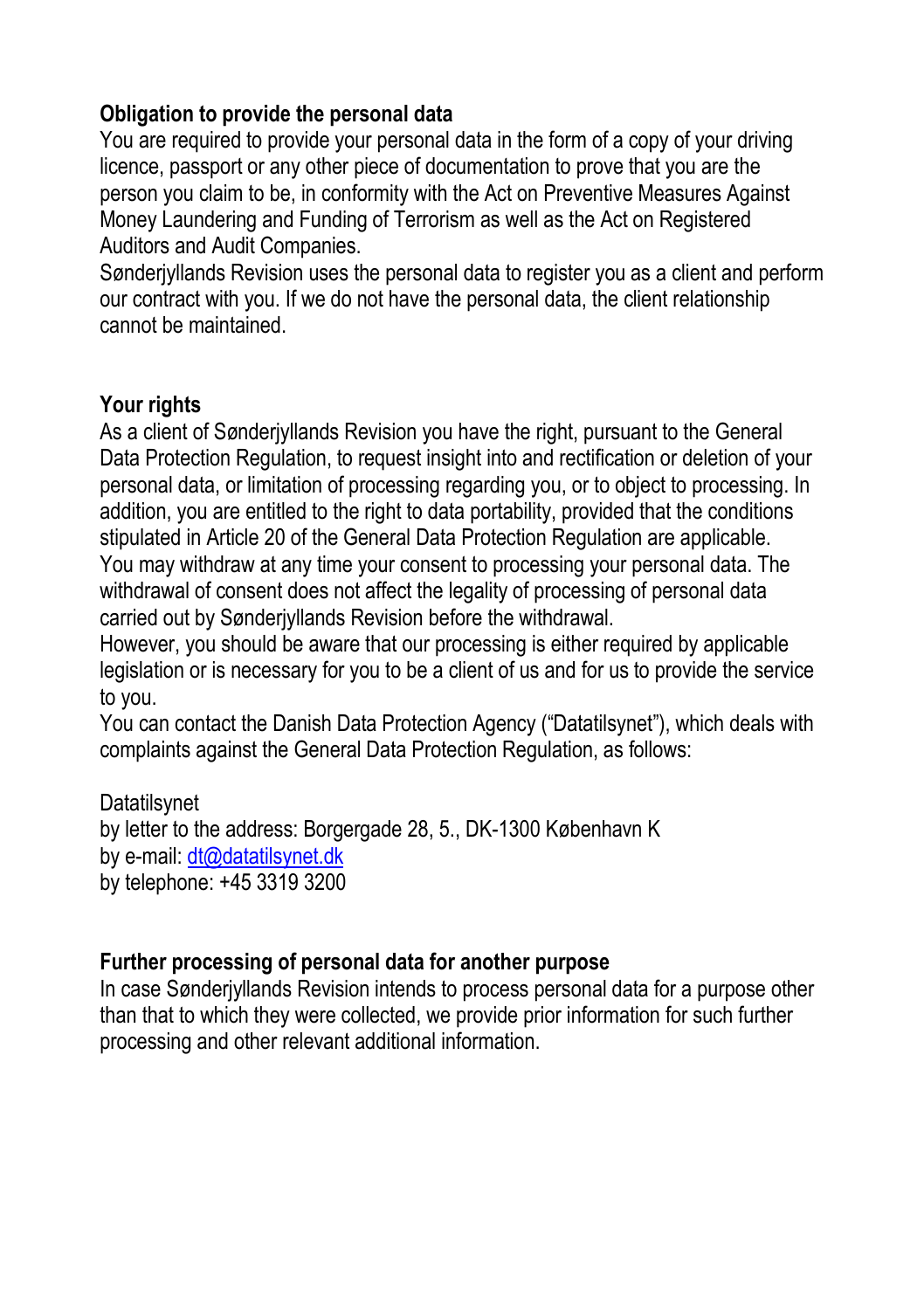**Obligation to provide the personal data**

You are required to provide your personal data in the form of a copy of your driving licence, passport or any other piece of documentation to prove that you are the person you claim to be, in conformity with the Act on Preventive Measures Against Money Laundering and Funding of Terrorism as well as the Act on Registered Auditors and Audit Companies.

Sønderjyllands Revision uses the personal data to register you as a client and perform our contract with you. If we do not have the personal data, the client relationship cannot be maintained.

**Your rights**

As a client of Sønderjyllands Revision you have the right, pursuant to the General Data Protection Regulation, to request insight into and rectification or deletion of your personal data, or limitation of processing regarding you, or to object to processing. In addition, you are entitled to the right to data portability, provided that the conditions stipulated in Article 20 of the General Data Protection Regulation are applicable.

You may withdraw at any time your consent to processing your personal data. The withdrawal of consent does not affect the legality of processing of personal data carried out by Sønderjyllands Revision before the withdrawal.

However, you should be aware that our processing is either required by applicable legislation or is necessary for you to be a client of us and for us to provide the service to you.

You can contact the Danish Data Protection Agency ("Datatilsynet"), which deals with complaints against the General Data Protection Regulation, as follows:

Datatilsynet
by letter to the address: Borgergade 28, 5., DK-1300 København K
by e-mail: dt@datatilsynet.dk
by telephone: +45 3319 3200

**Further processing of personal data for another purpose**

In case Sønderjyllands Revision intends to process personal data for a purpose other than that to which they were collected, we provide prior information for such further processing and other relevant additional information.